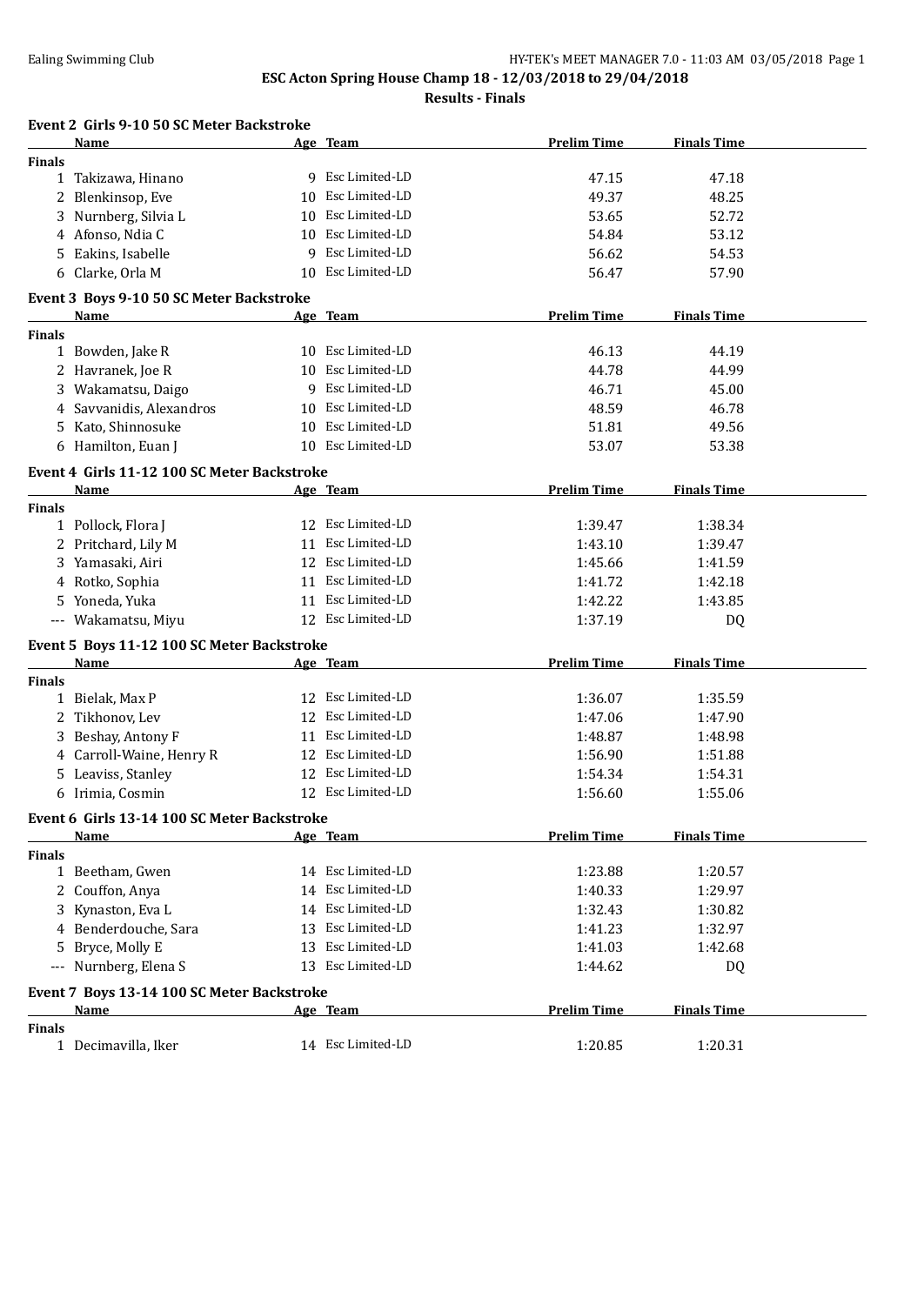# ESC Acton Spring House Champ 18 - 12/03/2018 to 29/04/2018

## Results - Finals

### Event 2 Girls 9-10 50 SC Meter Backstroke

| | Name | Age | Team | Prelim Time | Finals Time |
|---|---|---|---|---|---|
| **Finals** | | | | | |
| 1 | Takizawa, Hinano | 9 | Esc Limited-LD | 47.15 | 47.18 |
| 2 | Blenkinsop, Eve | 10 | Esc Limited-LD | 49.37 | 48.25 |
| 3 | Nurnberg, Silvia L | 10 | Esc Limited-LD | 53.65 | 52.72 |
| 4 | Afonso, Ndia C | 10 | Esc Limited-LD | 54.84 | 53.12 |
| 5 | Eakins, Isabelle | 9 | Esc Limited-LD | 56.62 | 54.53 |
| 6 | Clarke, Orla M | 10 | Esc Limited-LD | 56.47 | 57.90 |

### Event 3 Boys 9-10 50 SC Meter Backstroke

| | Name | Age | Team | Prelim Time | Finals Time |
|---|---|---|---|---|---|
| **Finals** | | | | | |
| 1 | Bowden, Jake R | 10 | Esc Limited-LD | 46.13 | 44.19 |
| 2 | Havranek, Joe R | 10 | Esc Limited-LD | 44.78 | 44.99 |
| 3 | Wakamatsu, Daigo | 9 | Esc Limited-LD | 46.71 | 45.00 |
| 4 | Savvanidis, Alexandros | 10 | Esc Limited-LD | 48.59 | 46.78 |
| 5 | Kato, Shinnosuke | 10 | Esc Limited-LD | 51.81 | 49.56 |
| 6 | Hamilton, Euan J | 10 | Esc Limited-LD | 53.07 | 53.38 |

### Event 4 Girls 11-12 100 SC Meter Backstroke

| | Name | Age | Team | Prelim Time | Finals Time |
|---|---|---|---|---|---|
| **Finals** | | | | | |
| 1 | Pollock, Flora J | 12 | Esc Limited-LD | 1:39.47 | 1:38.34 |
| 2 | Pritchard, Lily M | 11 | Esc Limited-LD | 1:43.10 | 1:39.47 |
| 3 | Yamasaki, Airi | 12 | Esc Limited-LD | 1:45.66 | 1:41.59 |
| 4 | Rotko, Sophia | 11 | Esc Limited-LD | 1:41.72 | 1:42.18 |
| 5 | Yoneda, Yuka | 11 | Esc Limited-LD | 1:42.22 | 1:43.85 |
| --- | Wakamatsu, Miyu | 12 | Esc Limited-LD | 1:37.19 | DQ |

### Event 5 Boys 11-12 100 SC Meter Backstroke

| | Name | Age | Team | Prelim Time | Finals Time |
|---|---|---|---|---|---|
| **Finals** | | | | | |
| 1 | Bielak, Max P | 12 | Esc Limited-LD | 1:36.07 | 1:35.59 |
| 2 | Tikhonov, Lev | 12 | Esc Limited-LD | 1:47.06 | 1:47.90 |
| 3 | Beshay, Antony F | 11 | Esc Limited-LD | 1:48.87 | 1:48.98 |
| 4 | Carroll-Waine, Henry R | 12 | Esc Limited-LD | 1:56.90 | 1:51.88 |
| 5 | Leaviss, Stanley | 12 | Esc Limited-LD | 1:54.34 | 1:54.31 |
| 6 | Irimia, Cosmin | 12 | Esc Limited-LD | 1:56.60 | 1:55.06 |

### Event 6 Girls 13-14 100 SC Meter Backstroke

| | Name | Age | Team | Prelim Time | Finals Time |
|---|---|---|---|---|---|
| **Finals** | | | | | |
| 1 | Beetham, Gwen | 14 | Esc Limited-LD | 1:23.88 | 1:20.57 |
| 2 | Couffon, Anya | 14 | Esc Limited-LD | 1:40.33 | 1:29.97 |
| 3 | Kynaston, Eva L | 14 | Esc Limited-LD | 1:32.43 | 1:30.82 |
| 4 | Benderdouche, Sara | 13 | Esc Limited-LD | 1:41.23 | 1:32.97 |
| 5 | Bryce, Molly E | 13 | Esc Limited-LD | 1:41.03 | 1:42.68 |
| --- | Nurnberg, Elena S | 13 | Esc Limited-LD | 1:44.62 | DQ |

### Event 7 Boys 13-14 100 SC Meter Backstroke

| | Name | Age | Team | Prelim Time | Finals Time |
|---|---|---|---|---|---|
| **Finals** | | | | | |
| 1 | Decimavilla, Iker | 14 | Esc Limited-LD | 1:20.85 | 1:20.31 |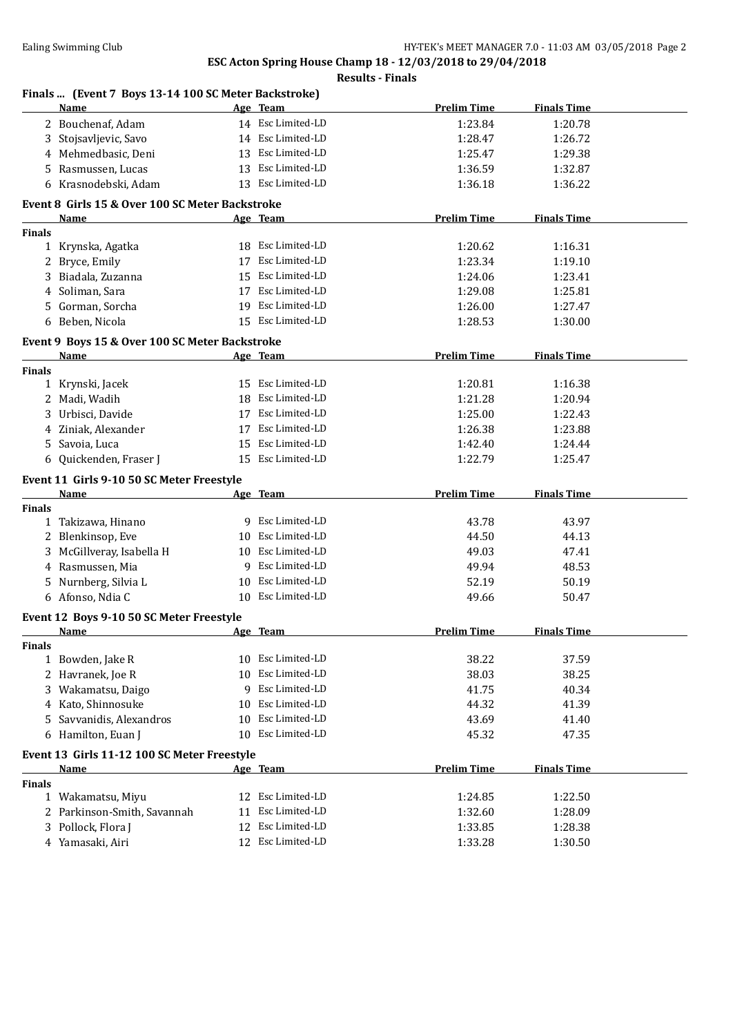**ESC Acton Spring House Champ 18 - 12/03/2018 to 29/04/2018**

**Results - Finals**

### Finals ... (Event 7 Boys 13-14 100 SC Meter Backstroke)

| | Name | Age | Team | Prelim Time | Finals Time |
|---|---|---|---|---|---|
| 2 | Bouchenaf, Adam | 14 | Esc Limited-LD | 1:23.84 | 1:20.78 |
| 3 | Stojsavljevic, Savo | 14 | Esc Limited-LD | 1:28.47 | 1:26.72 |
| 4 | Mehmedbasic, Deni | 13 | Esc Limited-LD | 1:25.47 | 1:29.38 |
| 5 | Rasmussen, Lucas | 13 | Esc Limited-LD | 1:36.59 | 1:32.87 |
| 6 | Krasnodebski, Adam | 13 | Esc Limited-LD | 1:36.18 | 1:36.22 |

### Event 8 Girls 15 & Over 100 SC Meter Backstroke

| | Name | Age | Team | Prelim Time | Finals Time |
|---|---|---|---|---|---|
| **Finals** | | | | | |
| 1 | Krynska, Agatka | 18 | Esc Limited-LD | 1:20.62 | 1:16.31 |
| 2 | Bryce, Emily | 17 | Esc Limited-LD | 1:23.34 | 1:19.10 |
| 3 | Biadala, Zuzanna | 15 | Esc Limited-LD | 1:24.06 | 1:23.41 |
| 4 | Soliman, Sara | 17 | Esc Limited-LD | 1:29.08 | 1:25.81 |
| 5 | Gorman, Sorcha | 19 | Esc Limited-LD | 1:26.00 | 1:27.47 |
| 6 | Beben, Nicola | 15 | Esc Limited-LD | 1:28.53 | 1:30.00 |

### Event 9 Boys 15 & Over 100 SC Meter Backstroke

| | Name | Age | Team | Prelim Time | Finals Time |
|---|---|---|---|---|---|
| **Finals** | | | | | |
| 1 | Krynski, Jacek | 15 | Esc Limited-LD | 1:20.81 | 1:16.38 |
| 2 | Madi, Wadih | 18 | Esc Limited-LD | 1:21.28 | 1:20.94 |
| 3 | Urbisci, Davide | 17 | Esc Limited-LD | 1:25.00 | 1:22.43 |
| 4 | Ziniak, Alexander | 17 | Esc Limited-LD | 1:26.38 | 1:23.88 |
| 5 | Savoia, Luca | 15 | Esc Limited-LD | 1:42.40 | 1:24.44 |
| 6 | Quickenden, Fraser J | 15 | Esc Limited-LD | 1:22.79 | 1:25.47 |

### Event 11 Girls 9-10 50 SC Meter Freestyle

| | Name | Age | Team | Prelim Time | Finals Time |
|---|---|---|---|---|---|
| **Finals** | | | | | |
| 1 | Takizawa, Hinano | 9 | Esc Limited-LD | 43.78 | 43.97 |
| 2 | Blenkinsop, Eve | 10 | Esc Limited-LD | 44.50 | 44.13 |
| 3 | McGillveray, Isabella H | 10 | Esc Limited-LD | 49.03 | 47.41 |
| 4 | Rasmussen, Mia | 9 | Esc Limited-LD | 49.94 | 48.53 |
| 5 | Nurnberg, Silvia L | 10 | Esc Limited-LD | 52.19 | 50.19 |
| 6 | Afonso, Ndia C | 10 | Esc Limited-LD | 49.66 | 50.47 |

### Event 12 Boys 9-10 50 SC Meter Freestyle

| | Name | Age | Team | Prelim Time | Finals Time |
|---|---|---|---|---|---|
| **Finals** | | | | | |
| 1 | Bowden, Jake R | 10 | Esc Limited-LD | 38.22 | 37.59 |
| 2 | Havranek, Joe R | 10 | Esc Limited-LD | 38.03 | 38.25 |
| 3 | Wakamatsu, Daigo | 9 | Esc Limited-LD | 41.75 | 40.34 |
| 4 | Kato, Shinnosuke | 10 | Esc Limited-LD | 44.32 | 41.39 |
| 5 | Savvanidis, Alexandros | 10 | Esc Limited-LD | 43.69 | 41.40 |
| 6 | Hamilton, Euan J | 10 | Esc Limited-LD | 45.32 | 47.35 |

### Event 13 Girls 11-12 100 SC Meter Freestyle

| | Name | Age | Team | Prelim Time | Finals Time |
|---|---|---|---|---|---|
| **Finals** | | | | | |
| 1 | Wakamatsu, Miyu | 12 | Esc Limited-LD | 1:24.85 | 1:22.50 |
| 2 | Parkinson-Smith, Savannah | 11 | Esc Limited-LD | 1:32.60 | 1:28.09 |
| 3 | Pollock, Flora J | 12 | Esc Limited-LD | 1:33.85 | 1:28.38 |
| 4 | Yamasaki, Airi | 12 | Esc Limited-LD | 1:33.28 | 1:30.50 |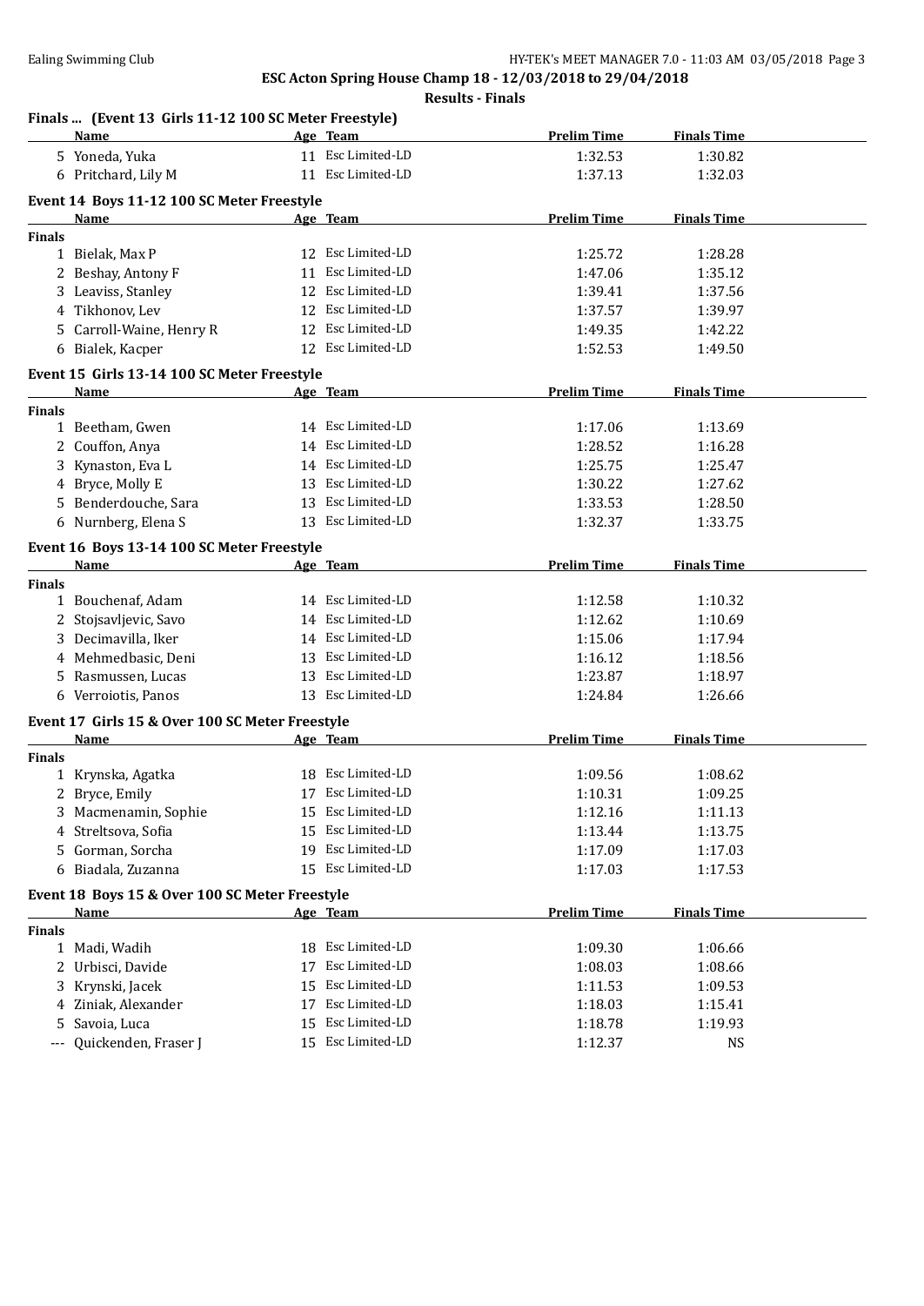## ESC Acton Spring House Champ 18 - 12/03/2018 to 29/04/2018

### Results - Finals

#### Finals ... (Event 13 Girls 11-12 100 SC Meter Freestyle)

| | Name | Age | Team | Prelim Time | Finals Time |
|---|---|---|---|---|---|
| 5 | Yoneda, Yuka | 11 | Esc Limited-LD | 1:32.53 | 1:30.82 |
| 6 | Pritchard, Lily M | 11 | Esc Limited-LD | 1:37.13 | 1:32.03 |

#### Event 14 Boys 11-12 100 SC Meter Freestyle

| | Name | Age | Team | Prelim Time | Finals Time |
|---|---|---|---|---|---|
| **Finals** | | | | | |
| 1 | Bielak, Max P | 12 | Esc Limited-LD | 1:25.72 | 1:28.28 |
| 2 | Beshay, Antony F | 11 | Esc Limited-LD | 1:47.06 | 1:35.12 |
| 3 | Leaviss, Stanley | 12 | Esc Limited-LD | 1:39.41 | 1:37.56 |
| 4 | Tikhonov, Lev | 12 | Esc Limited-LD | 1:37.57 | 1:39.97 |
| 5 | Carroll-Waine, Henry R | 12 | Esc Limited-LD | 1:49.35 | 1:42.22 |
| 6 | Bialek, Kacper | 12 | Esc Limited-LD | 1:52.53 | 1:49.50 |

#### Event 15 Girls 13-14 100 SC Meter Freestyle

| | Name | Age | Team | Prelim Time | Finals Time |
|---|---|---|---|---|---|
| **Finals** | | | | | |
| 1 | Beetham, Gwen | 14 | Esc Limited-LD | 1:17.06 | 1:13.69 |
| 2 | Couffon, Anya | 14 | Esc Limited-LD | 1:28.52 | 1:16.28 |
| 3 | Kynaston, Eva L | 14 | Esc Limited-LD | 1:25.75 | 1:25.47 |
| 4 | Bryce, Molly E | 13 | Esc Limited-LD | 1:30.22 | 1:27.62 |
| 5 | Benderdouche, Sara | 13 | Esc Limited-LD | 1:33.53 | 1:28.50 |
| 6 | Nurnberg, Elena S | 13 | Esc Limited-LD | 1:32.37 | 1:33.75 |

#### Event 16 Boys 13-14 100 SC Meter Freestyle

| | Name | Age | Team | Prelim Time | Finals Time |
|---|---|---|---|---|---|
| **Finals** | | | | | |
| 1 | Bouchenaf, Adam | 14 | Esc Limited-LD | 1:12.58 | 1:10.32 |
| 2 | Stojsavljevic, Savo | 14 | Esc Limited-LD | 1:12.62 | 1:10.69 |
| 3 | Decimavilla, Iker | 14 | Esc Limited-LD | 1:15.06 | 1:17.94 |
| 4 | Mehmedbasic, Deni | 13 | Esc Limited-LD | 1:16.12 | 1:18.56 |
| 5 | Rasmussen, Lucas | 13 | Esc Limited-LD | 1:23.87 | 1:18.97 |
| 6 | Verroiotis, Panos | 13 | Esc Limited-LD | 1:24.84 | 1:26.66 |

#### Event 17 Girls 15 & Over 100 SC Meter Freestyle

| | Name | Age | Team | Prelim Time | Finals Time |
|---|---|---|---|---|---|
| **Finals** | | | | | |
| 1 | Krynska, Agatka | 18 | Esc Limited-LD | 1:09.56 | 1:08.62 |
| 2 | Bryce, Emily | 17 | Esc Limited-LD | 1:10.31 | 1:09.25 |
| 3 | Macmenamin, Sophie | 15 | Esc Limited-LD | 1:12.16 | 1:11.13 |
| 4 | Streltsova, Sofia | 15 | Esc Limited-LD | 1:13.44 | 1:13.75 |
| 5 | Gorman, Sorcha | 19 | Esc Limited-LD | 1:17.09 | 1:17.03 |
| 6 | Biadala, Zuzanna | 15 | Esc Limited-LD | 1:17.03 | 1:17.53 |

#### Event 18 Boys 15 & Over 100 SC Meter Freestyle

| | Name | Age | Team | Prelim Time | Finals Time |
|---|---|---|---|---|---|
| **Finals** | | | | | |
| 1 | Madi, Wadih | 18 | Esc Limited-LD | 1:09.30 | 1:06.66 |
| 2 | Urbisci, Davide | 17 | Esc Limited-LD | 1:08.03 | 1:08.66 |
| 3 | Krynski, Jacek | 15 | Esc Limited-LD | 1:11.53 | 1:09.53 |
| 4 | Ziniak, Alexander | 17 | Esc Limited-LD | 1:18.03 | 1:15.41 |
| 5 | Savoia, Luca | 15 | Esc Limited-LD | 1:18.78 | 1:19.93 |
| --- | Quickenden, Fraser J | 15 | Esc Limited-LD | 1:12.37 | NS |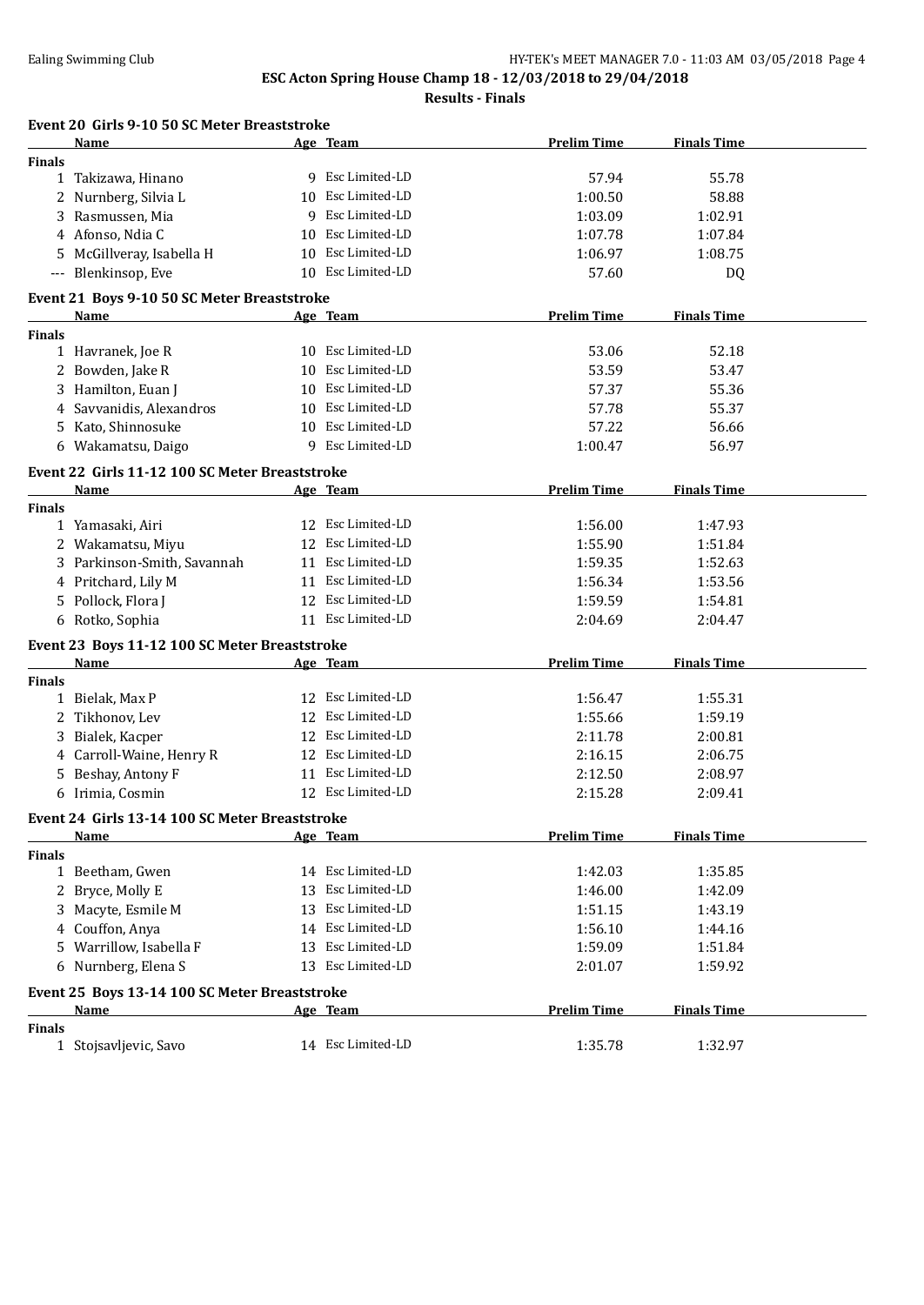**ESC Acton Spring House Champ 18 - 12/03/2018 to 29/04/2018**

**Results - Finals**

### Event 20 Girls 9-10 50 SC Meter Breaststroke

| | Name | Age | Team | Prelim Time | Finals Time |
|---|---|---|---|---|---|
| **Finals** | | | | | |
| 1 | Takizawa, Hinano | 9 | Esc Limited-LD | 57.94 | 55.78 |
| 2 | Nurnberg, Silvia L | 10 | Esc Limited-LD | 1:00.50 | 58.88 |
| 3 | Rasmussen, Mia | 9 | Esc Limited-LD | 1:03.09 | 1:02.91 |
| 4 | Afonso, Ndia C | 10 | Esc Limited-LD | 1:07.78 | 1:07.84 |
| 5 | McGillveray, Isabella H | 10 | Esc Limited-LD | 1:06.97 | 1:08.75 |
| --- | Blenkinsop, Eve | 10 | Esc Limited-LD | 57.60 | DQ |

### Event 21 Boys 9-10 50 SC Meter Breaststroke

| | Name | Age | Team | Prelim Time | Finals Time |
|---|---|---|---|---|---|
| **Finals** | | | | | |
| 1 | Havranek, Joe R | 10 | Esc Limited-LD | 53.06 | 52.18 |
| 2 | Bowden, Jake R | 10 | Esc Limited-LD | 53.59 | 53.47 |
| 3 | Hamilton, Euan J | 10 | Esc Limited-LD | 57.37 | 55.36 |
| 4 | Savvanidis, Alexandros | 10 | Esc Limited-LD | 57.78 | 55.37 |
| 5 | Kato, Shinnosuke | 10 | Esc Limited-LD | 57.22 | 56.66 |
| 6 | Wakamatsu, Daigo | 9 | Esc Limited-LD | 1:00.47 | 56.97 |

### Event 22 Girls 11-12 100 SC Meter Breaststroke

| | Name | Age | Team | Prelim Time | Finals Time |
|---|---|---|---|---|---|
| **Finals** | | | | | |
| 1 | Yamasaki, Airi | 12 | Esc Limited-LD | 1:56.00 | 1:47.93 |
| 2 | Wakamatsu, Miyu | 12 | Esc Limited-LD | 1:55.90 | 1:51.84 |
| 3 | Parkinson-Smith, Savannah | 11 | Esc Limited-LD | 1:59.35 | 1:52.63 |
| 4 | Pritchard, Lily M | 11 | Esc Limited-LD | 1:56.34 | 1:53.56 |
| 5 | Pollock, Flora J | 12 | Esc Limited-LD | 1:59.59 | 1:54.81 |
| 6 | Rotko, Sophia | 11 | Esc Limited-LD | 2:04.69 | 2:04.47 |

### Event 23 Boys 11-12 100 SC Meter Breaststroke

| | Name | Age | Team | Prelim Time | Finals Time |
|---|---|---|---|---|---|
| **Finals** | | | | | |
| 1 | Bielak, Max P | 12 | Esc Limited-LD | 1:56.47 | 1:55.31 |
| 2 | Tikhonov, Lev | 12 | Esc Limited-LD | 1:55.66 | 1:59.19 |
| 3 | Bialek, Kacper | 12 | Esc Limited-LD | 2:11.78 | 2:00.81 |
| 4 | Carroll-Waine, Henry R | 12 | Esc Limited-LD | 2:16.15 | 2:06.75 |
| 5 | Beshay, Antony F | 11 | Esc Limited-LD | 2:12.50 | 2:08.97 |
| 6 | Irimia, Cosmin | 12 | Esc Limited-LD | 2:15.28 | 2:09.41 |

### Event 24 Girls 13-14 100 SC Meter Breaststroke

| | Name | Age | Team | Prelim Time | Finals Time |
|---|---|---|---|---|---|
| **Finals** | | | | | |
| 1 | Beetham, Gwen | 14 | Esc Limited-LD | 1:42.03 | 1:35.85 |
| 2 | Bryce, Molly E | 13 | Esc Limited-LD | 1:46.00 | 1:42.09 |
| 3 | Macyte, Esmile M | 13 | Esc Limited-LD | 1:51.15 | 1:43.19 |
| 4 | Couffon, Anya | 14 | Esc Limited-LD | 1:56.10 | 1:44.16 |
| 5 | Warrillow, Isabella F | 13 | Esc Limited-LD | 1:59.09 | 1:51.84 |
| 6 | Nurnberg, Elena S | 13 | Esc Limited-LD | 2:01.07 | 1:59.92 |

### Event 25 Boys 13-14 100 SC Meter Breaststroke

| | Name | Age | Team | Prelim Time | Finals Time |
|---|---|---|---|---|---|
| **Finals** | | | | | |
| 1 | Stojsavljevic, Savo | 14 | Esc Limited-LD | 1:35.78 | 1:32.97 |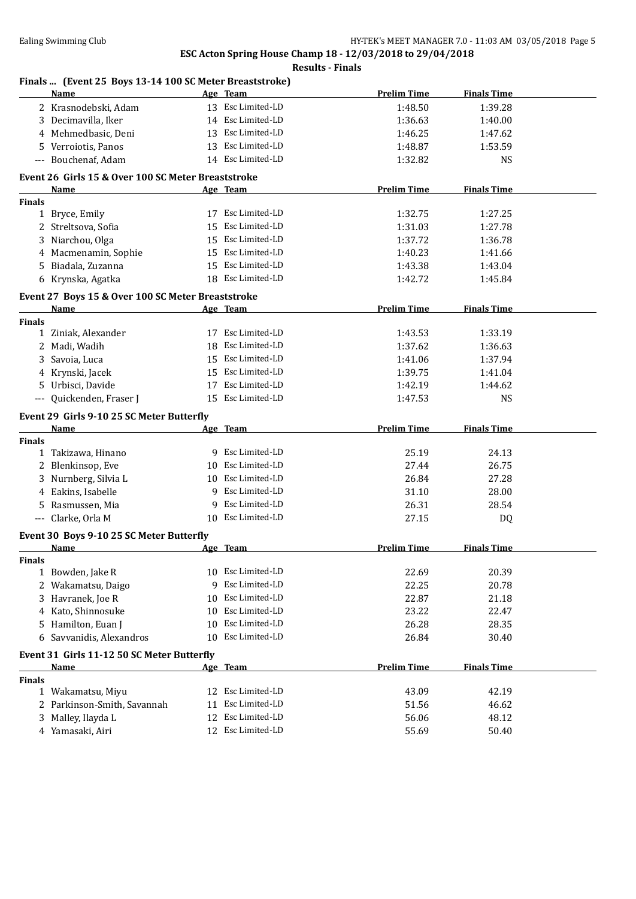## ESC Acton Spring House Champ 18 - 12/03/2018 to 29/04/2018

### Results - Finals

#### Finals ... (Event 25 Boys 13-14 100 SC Meter Breaststroke)

| | Name | Age | Team | Prelim Time | Finals Time |
|---|---|---|---|---|---|
| 2 | Krasnodebski, Adam | 13 | Esc Limited-LD | 1:48.50 | 1:39.28 |
| 3 | Decimavilla, Iker | 14 | Esc Limited-LD | 1:36.63 | 1:40.00 |
| 4 | Mehmedbasic, Deni | 13 | Esc Limited-LD | 1:46.25 | 1:47.62 |
| 5 | Verroiotis, Panos | 13 | Esc Limited-LD | 1:48.87 | 1:53.59 |
| --- | Bouchenaf, Adam | 14 | Esc Limited-LD | 1:32.82 | NS |

#### Event 26 Girls 15 & Over 100 SC Meter Breaststroke

| | Name | Age | Team | Prelim Time | Finals Time |
|---|---|---|---|---|---|
| **Finals** | | | | | |
| 1 | Bryce, Emily | 17 | Esc Limited-LD | 1:32.75 | 1:27.25 |
| 2 | Streltsova, Sofia | 15 | Esc Limited-LD | 1:31.03 | 1:27.78 |
| 3 | Niarchou, Olga | 15 | Esc Limited-LD | 1:37.72 | 1:36.78 |
| 4 | Macmenamin, Sophie | 15 | Esc Limited-LD | 1:40.23 | 1:41.66 |
| 5 | Biadala, Zuzanna | 15 | Esc Limited-LD | 1:43.38 | 1:43.04 |
| 6 | Krynska, Agatka | 18 | Esc Limited-LD | 1:42.72 | 1:45.84 |

#### Event 27 Boys 15 & Over 100 SC Meter Breaststroke

| | Name | Age | Team | Prelim Time | Finals Time |
|---|---|---|---|---|---|
| **Finals** | | | | | |
| 1 | Ziniak, Alexander | 17 | Esc Limited-LD | 1:43.53 | 1:33.19 |
| 2 | Madi, Wadih | 18 | Esc Limited-LD | 1:37.62 | 1:36.63 |
| 3 | Savoia, Luca | 15 | Esc Limited-LD | 1:41.06 | 1:37.94 |
| 4 | Krynski, Jacek | 15 | Esc Limited-LD | 1:39.75 | 1:41.04 |
| 5 | Urbisci, Davide | 17 | Esc Limited-LD | 1:42.19 | 1:44.62 |
| --- | Quickenden, Fraser J | 15 | Esc Limited-LD | 1:47.53 | NS |

#### Event 29 Girls 9-10 25 SC Meter Butterfly

| | Name | Age | Team | Prelim Time | Finals Time |
|---|---|---|---|---|---|
| **Finals** | | | | | |
| 1 | Takizawa, Hinano | 9 | Esc Limited-LD | 25.19 | 24.13 |
| 2 | Blenkinsop, Eve | 10 | Esc Limited-LD | 27.44 | 26.75 |
| 3 | Nurnberg, Silvia L | 10 | Esc Limited-LD | 26.84 | 27.28 |
| 4 | Eakins, Isabelle | 9 | Esc Limited-LD | 31.10 | 28.00 |
| 5 | Rasmussen, Mia | 9 | Esc Limited-LD | 26.31 | 28.54 |
| --- | Clarke, Orla M | 10 | Esc Limited-LD | 27.15 | DQ |

#### Event 30 Boys 9-10 25 SC Meter Butterfly

| | Name | Age | Team | Prelim Time | Finals Time |
|---|---|---|---|---|---|
| **Finals** | | | | | |
| 1 | Bowden, Jake R | 10 | Esc Limited-LD | 22.69 | 20.39 |
| 2 | Wakamatsu, Daigo | 9 | Esc Limited-LD | 22.25 | 20.78 |
| 3 | Havranek, Joe R | 10 | Esc Limited-LD | 22.87 | 21.18 |
| 4 | Kato, Shinnosuke | 10 | Esc Limited-LD | 23.22 | 22.47 |
| 5 | Hamilton, Euan J | 10 | Esc Limited-LD | 26.28 | 28.35 |
| 6 | Savvanidis, Alexandros | 10 | Esc Limited-LD | 26.84 | 30.40 |

#### Event 31 Girls 11-12 50 SC Meter Butterfly

| | Name | Age | Team | Prelim Time | Finals Time |
|---|---|---|---|---|---|
| **Finals** | | | | | |
| 1 | Wakamatsu, Miyu | 12 | Esc Limited-LD | 43.09 | 42.19 |
| 2 | Parkinson-Smith, Savannah | 11 | Esc Limited-LD | 51.56 | 46.62 |
| 3 | Malley, Ilayda L | 12 | Esc Limited-LD | 56.06 | 48.12 |
| 4 | Yamasaki, Airi | 12 | Esc Limited-LD | 55.69 | 50.40 |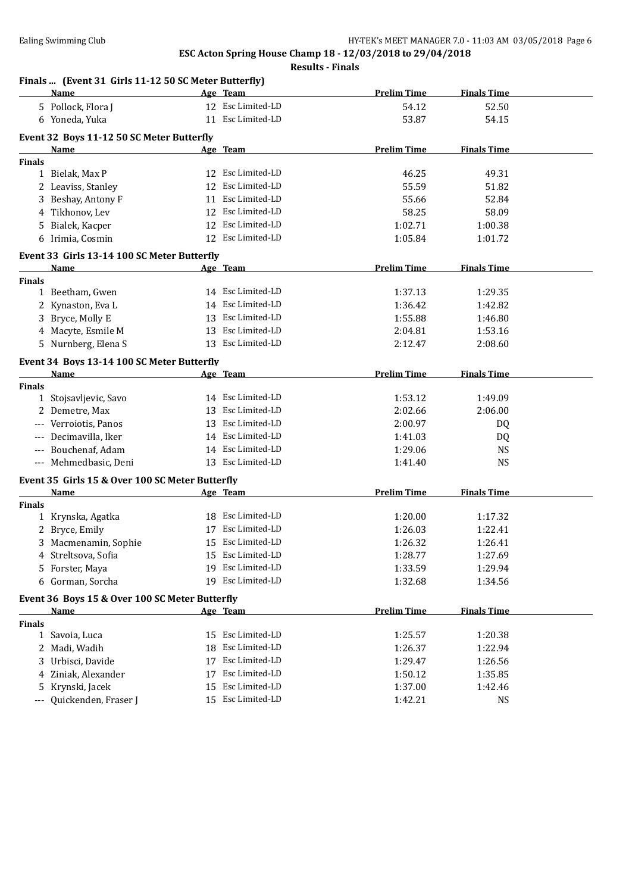**ESC Acton Spring House Champ 18 - 12/03/2018 to 29/04/2018**

**Results - Finals**

### Finals ... (Event 31 Girls 11-12 50 SC Meter Butterfly)

| | Name | Age | Team | Prelim Time | Finals Time |
|---|---|---|---|---|---|
| 5 | Pollock, Flora J | 12 | Esc Limited-LD | 54.12 | 52.50 |
| 6 | Yoneda, Yuka | 11 | Esc Limited-LD | 53.87 | 54.15 |

### Event 32 Boys 11-12 50 SC Meter Butterfly

| | Name | Age | Team | Prelim Time | Finals Time |
|---|---|---|---|---|---|
| **Finals** | | | | | |
| 1 | Bielak, Max P | 12 | Esc Limited-LD | 46.25 | 49.31 |
| 2 | Leaviss, Stanley | 12 | Esc Limited-LD | 55.59 | 51.82 |
| 3 | Beshay, Antony F | 11 | Esc Limited-LD | 55.66 | 52.84 |
| 4 | Tikhonov, Lev | 12 | Esc Limited-LD | 58.25 | 58.09 |
| 5 | Bialek, Kacper | 12 | Esc Limited-LD | 1:02.71 | 1:00.38 |
| 6 | Irimia, Cosmin | 12 | Esc Limited-LD | 1:05.84 | 1:01.72 |

### Event 33 Girls 13-14 100 SC Meter Butterfly

| | Name | Age | Team | Prelim Time | Finals Time |
|---|---|---|---|---|---|
| **Finals** | | | | | |
| 1 | Beetham, Gwen | 14 | Esc Limited-LD | 1:37.13 | 1:29.35 |
| 2 | Kynaston, Eva L | 14 | Esc Limited-LD | 1:36.42 | 1:42.82 |
| 3 | Bryce, Molly E | 13 | Esc Limited-LD | 1:55.88 | 1:46.80 |
| 4 | Macyte, Esmile M | 13 | Esc Limited-LD | 2:04.81 | 1:53.16 |
| 5 | Nurnberg, Elena S | 13 | Esc Limited-LD | 2:12.47 | 2:08.60 |

### Event 34 Boys 13-14 100 SC Meter Butterfly

| | Name | Age | Team | Prelim Time | Finals Time |
|---|---|---|---|---|---|
| **Finals** | | | | | |
| 1 | Stojsavljevic, Savo | 14 | Esc Limited-LD | 1:53.12 | 1:49.09 |
| 2 | Demetre, Max | 13 | Esc Limited-LD | 2:02.66 | 2:06.00 |
| --- | Verroiotis, Panos | 13 | Esc Limited-LD | 2:00.97 | DQ |
| --- | Decimavilla, Iker | 14 | Esc Limited-LD | 1:41.03 | DQ |
| --- | Bouchenaf, Adam | 14 | Esc Limited-LD | 1:29.06 | NS |
| --- | Mehmedbasic, Deni | 13 | Esc Limited-LD | 1:41.40 | NS |

### Event 35 Girls 15 & Over 100 SC Meter Butterfly

| | Name | Age | Team | Prelim Time | Finals Time |
|---|---|---|---|---|---|
| **Finals** | | | | | |
| 1 | Krynska, Agatka | 18 | Esc Limited-LD | 1:20.00 | 1:17.32 |
| 2 | Bryce, Emily | 17 | Esc Limited-LD | 1:26.03 | 1:22.41 |
| 3 | Macmenamin, Sophie | 15 | Esc Limited-LD | 1:26.32 | 1:26.41 |
| 4 | Streltsova, Sofia | 15 | Esc Limited-LD | 1:28.77 | 1:27.69 |
| 5 | Forster, Maya | 19 | Esc Limited-LD | 1:33.59 | 1:29.94 |
| 6 | Gorman, Sorcha | 19 | Esc Limited-LD | 1:32.68 | 1:34.56 |

### Event 36 Boys 15 & Over 100 SC Meter Butterfly

| | Name | Age | Team | Prelim Time | Finals Time |
|---|---|---|---|---|---|
| **Finals** | | | | | |
| 1 | Savoia, Luca | 15 | Esc Limited-LD | 1:25.57 | 1:20.38 |
| 2 | Madi, Wadih | 18 | Esc Limited-LD | 1:26.37 | 1:22.94 |
| 3 | Urbisci, Davide | 17 | Esc Limited-LD | 1:29.47 | 1:26.56 |
| 4 | Ziniak, Alexander | 17 | Esc Limited-LD | 1:50.12 | 1:35.85 |
| 5 | Krynski, Jacek | 15 | Esc Limited-LD | 1:37.00 | 1:42.46 |
| --- | Quickenden, Fraser J | 15 | Esc Limited-LD | 1:42.21 | NS |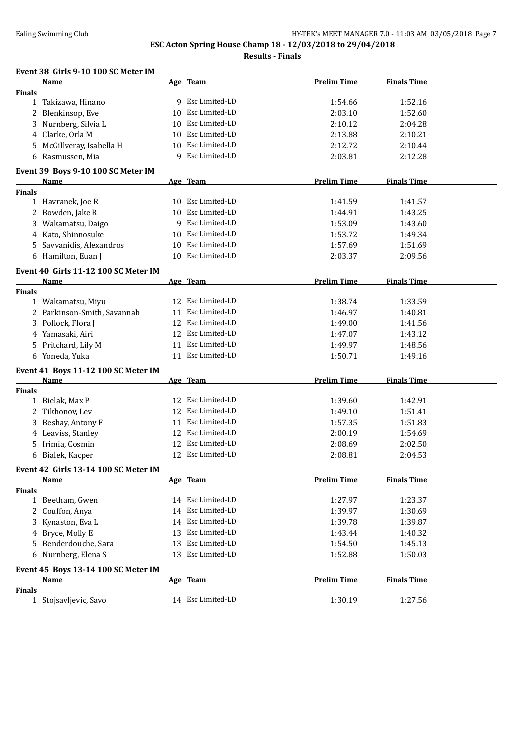**ESC Acton Spring House Champ 18 - 12/03/2018 to 29/04/2018**

**Results - Finals**

### Event 38 Girls 9-10 100 SC Meter IM

| | Name | Age | Team | Prelim Time | Finals Time |
|---|---|---|---|---|---|
| **Finals** | | | | | |
| 1 | Takizawa, Hinano | 9 | Esc Limited-LD | 1:54.66 | 1:52.16 |
| 2 | Blenkinsop, Eve | 10 | Esc Limited-LD | 2:03.10 | 1:52.60 |
| 3 | Nurnberg, Silvia L | 10 | Esc Limited-LD | 2:10.12 | 2:04.28 |
| 4 | Clarke, Orla M | 10 | Esc Limited-LD | 2:13.88 | 2:10.21 |
| 5 | McGillveray, Isabella H | 10 | Esc Limited-LD | 2:12.72 | 2:10.44 |
| 6 | Rasmussen, Mia | 9 | Esc Limited-LD | 2:03.81 | 2:12.28 |

### Event 39 Boys 9-10 100 SC Meter IM

| | Name | Age | Team | Prelim Time | Finals Time |
|---|---|---|---|---|---|
| **Finals** | | | | | |
| 1 | Havranek, Joe R | 10 | Esc Limited-LD | 1:41.59 | 1:41.57 |
| 2 | Bowden, Jake R | 10 | Esc Limited-LD | 1:44.91 | 1:43.25 |
| 3 | Wakamatsu, Daigo | 9 | Esc Limited-LD | 1:53.09 | 1:43.60 |
| 4 | Kato, Shinnosuke | 10 | Esc Limited-LD | 1:53.72 | 1:49.34 |
| 5 | Savvanidis, Alexandros | 10 | Esc Limited-LD | 1:57.69 | 1:51.69 |
| 6 | Hamilton, Euan J | 10 | Esc Limited-LD | 2:03.37 | 2:09.56 |

### Event 40 Girls 11-12 100 SC Meter IM

| | Name | Age | Team | Prelim Time | Finals Time |
|---|---|---|---|---|---|
| **Finals** | | | | | |
| 1 | Wakamatsu, Miyu | 12 | Esc Limited-LD | 1:38.74 | 1:33.59 |
| 2 | Parkinson-Smith, Savannah | 11 | Esc Limited-LD | 1:46.97 | 1:40.81 |
| 3 | Pollock, Flora J | 12 | Esc Limited-LD | 1:49.00 | 1:41.56 |
| 4 | Yamasaki, Airi | 12 | Esc Limited-LD | 1:47.07 | 1:43.12 |
| 5 | Pritchard, Lily M | 11 | Esc Limited-LD | 1:49.97 | 1:48.56 |
| 6 | Yoneda, Yuka | 11 | Esc Limited-LD | 1:50.71 | 1:49.16 |

### Event 41 Boys 11-12 100 SC Meter IM

| | Name | Age | Team | Prelim Time | Finals Time |
|---|---|---|---|---|---|
| **Finals** | | | | | |
| 1 | Bielak, Max P | 12 | Esc Limited-LD | 1:39.60 | 1:42.91 |
| 2 | Tikhonov, Lev | 12 | Esc Limited-LD | 1:49.10 | 1:51.41 |
| 3 | Beshay, Antony F | 11 | Esc Limited-LD | 1:57.35 | 1:51.83 |
| 4 | Leaviss, Stanley | 12 | Esc Limited-LD | 2:00.19 | 1:54.69 |
| 5 | Irimia, Cosmin | 12 | Esc Limited-LD | 2:08.69 | 2:02.50 |
| 6 | Bialek, Kacper | 12 | Esc Limited-LD | 2:08.81 | 2:04.53 |

### Event 42 Girls 13-14 100 SC Meter IM

| | Name | Age | Team | Prelim Time | Finals Time |
|---|---|---|---|---|---|
| **Finals** | | | | | |
| 1 | Beetham, Gwen | 14 | Esc Limited-LD | 1:27.97 | 1:23.37 |
| 2 | Couffon, Anya | 14 | Esc Limited-LD | 1:39.97 | 1:30.69 |
| 3 | Kynaston, Eva L | 14 | Esc Limited-LD | 1:39.78 | 1:39.87 |
| 4 | Bryce, Molly E | 13 | Esc Limited-LD | 1:43.44 | 1:40.32 |
| 5 | Benderdouche, Sara | 13 | Esc Limited-LD | 1:54.50 | 1:45.13 |
| 6 | Nurnberg, Elena S | 13 | Esc Limited-LD | 1:52.88 | 1:50.03 |

### Event 45 Boys 13-14 100 SC Meter IM

| | Name | Age | Team | Prelim Time | Finals Time |
|---|---|---|---|---|---|
| **Finals** | | | | | |
| 1 | Stojsavljevic, Savo | 14 | Esc Limited-LD | 1:30.19 | 1:27.56 |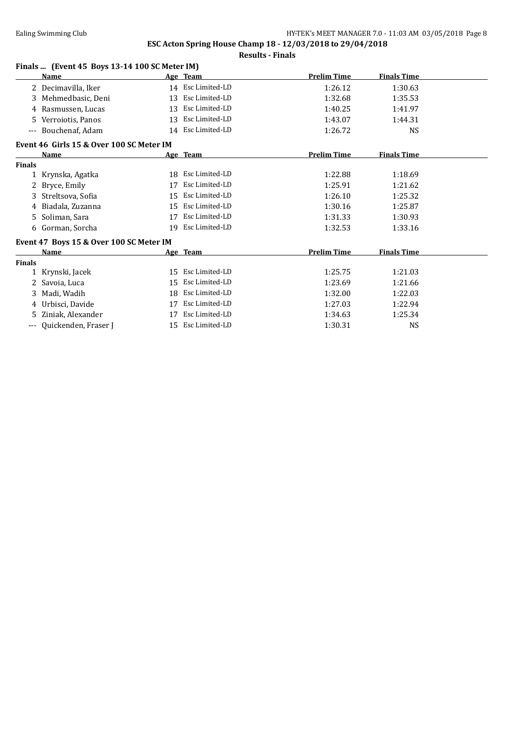**ESC Acton Spring House Champ 18 - 12/03/2018 to 29/04/2018**

**Results - Finals**

### Finals ... (Event 45 Boys 13-14 100 SC Meter IM)

| | Name | Age | Team | Prelim Time | Finals Time |
|---|---|---|---|---|---|
| 2 | Decimavilla, Iker | 14 | Esc Limited-LD | 1:26.12 | 1:30.63 |
| 3 | Mehmedbasic, Deni | 13 | Esc Limited-LD | 1:32.68 | 1:35.53 |
| 4 | Rasmussen, Lucas | 13 | Esc Limited-LD | 1:40.25 | 1:41.97 |
| 5 | Verroiotis, Panos | 13 | Esc Limited-LD | 1:43.07 | 1:44.31 |
| --- | Bouchenaf, Adam | 14 | Esc Limited-LD | 1:26.72 | NS |

### Event 46 Girls 15 & Over 100 SC Meter IM

| | Name | Age | Team | Prelim Time | Finals Time |
|---|---|---|---|---|---|
| **Finals** | | | | | |
| 1 | Krynska, Agatka | 18 | Esc Limited-LD | 1:22.88 | 1:18.69 |
| 2 | Bryce, Emily | 17 | Esc Limited-LD | 1:25.91 | 1:21.62 |
| 3 | Streltsova, Sofia | 15 | Esc Limited-LD | 1:26.10 | 1:25.32 |
| 4 | Biadala, Zuzanna | 15 | Esc Limited-LD | 1:30.16 | 1:25.87 |
| 5 | Soliman, Sara | 17 | Esc Limited-LD | 1:31.33 | 1:30.93 |
| 6 | Gorman, Sorcha | 19 | Esc Limited-LD | 1:32.53 | 1:33.16 |

### Event 47 Boys 15 & Over 100 SC Meter IM

| | Name | Age | Team | Prelim Time | Finals Time |
|---|---|---|---|---|---|
| **Finals** | | | | | |
| 1 | Krynski, Jacek | 15 | Esc Limited-LD | 1:25.75 | 1:21.03 |
| 2 | Savoia, Luca | 15 | Esc Limited-LD | 1:23.69 | 1:21.66 |
| 3 | Madi, Wadih | 18 | Esc Limited-LD | 1:32.00 | 1:22.03 |
| 4 | Urbisci, Davide | 17 | Esc Limited-LD | 1:27.03 | 1:22.94 |
| 5 | Ziniak, Alexander | 17 | Esc Limited-LD | 1:34.63 | 1:25.34 |
| --- | Quickenden, Fraser J | 15 | Esc Limited-LD | 1:30.31 | NS |